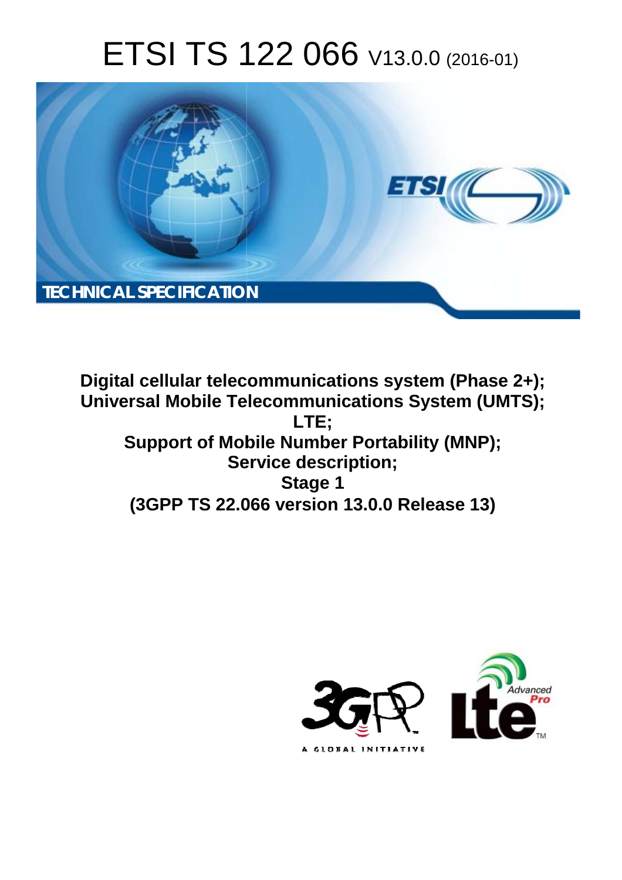# ETSI TS 122 066 V13.0.0 (2016-01)

**TECHNICAL SPECIFICATION**

**Digital cellular telecommunications system (Phase 2+);**
**Universal Mobile Telecommunications System (UMTS);**
**LTE;**
**Support of Mobile Number Portability (MNP);**
**Service description;**
**Stage 1**
**(3GPP TS 22.066 version 13.0.0 Release 13)**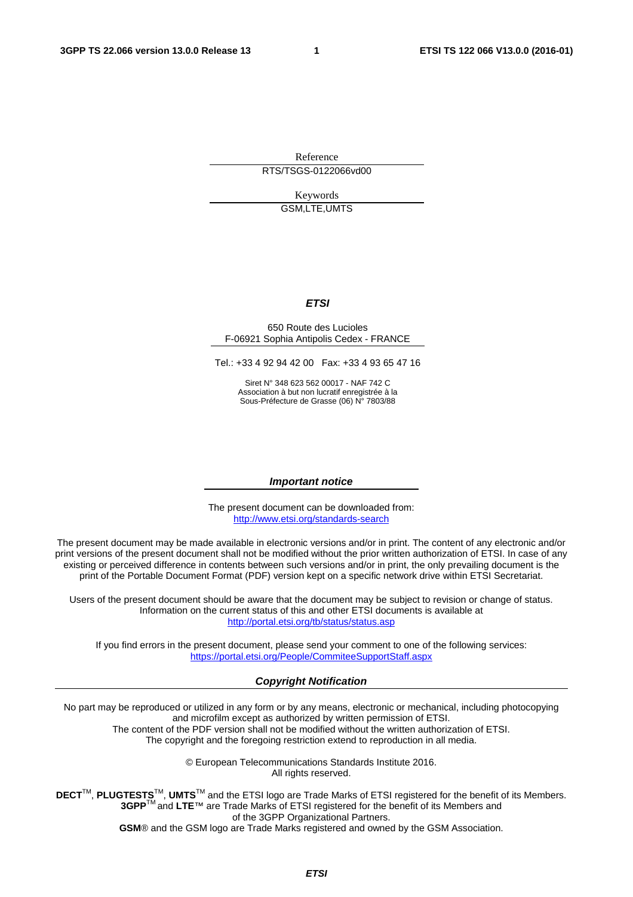Reference

RTS/TSGS-0122066vd00

Keywords

GSM,LTE,UMTS

***ETSI***

650 Route des Lucioles
F-06921 Sophia Antipolis Cedex - FRANCE

Tel.: +33 4 92 94 42 00 Fax: +33 4 93 65 47 16

Siret N° 348 623 562 00017 - NAF 742 C
Association à but non lucratif enregistrée à la
Sous-Préfecture de Grasse (06) N° 7803/88

***Important notice***

The present document can be downloaded from:
http://www.etsi.org/standards-search

The present document may be made available in electronic versions and/or in print. The content of any electronic and/or print versions of the present document shall not be modified without the prior written authorization of ETSI. In case of any existing or perceived difference in contents between such versions and/or in print, the only prevailing document is the print of the Portable Document Format (PDF) version kept on a specific network drive within ETSI Secretariat.

Users of the present document should be aware that the document may be subject to revision or change of status. Information on the current status of this and other ETSI documents is available at
http://portal.etsi.org/tb/status/status.asp

If you find errors in the present document, please send your comment to one of the following services:
https://portal.etsi.org/People/CommiteeSupportStaff.aspx

***Copyright Notification***

No part may be reproduced or utilized in any form or by any means, electronic or mechanical, including photocopying and microfilm except as authorized by written permission of ETSI.
The content of the PDF version shall not be modified without the written authorization of ETSI.
The copyright and the foregoing restriction extend to reproduction in all media.

© European Telecommunications Standards Institute 2016.
All rights reserved.

**DECT**™, **PLUGTESTS**™, **UMTS**™ and the ETSI logo are Trade Marks of ETSI registered for the benefit of its Members.
**3GPP**™ and **LTE**™ are Trade Marks of ETSI registered for the benefit of its Members and of the 3GPP Organizational Partners.
**GSM**® and the GSM logo are Trade Marks registered and owned by the GSM Association.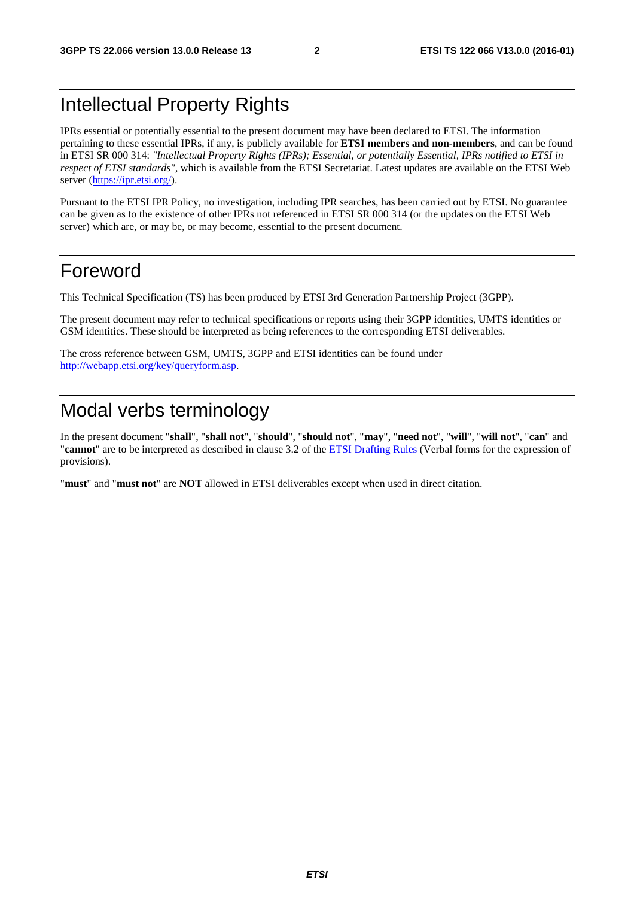# Intellectual Property Rights

IPRs essential or potentially essential to the present document may have been declared to ETSI. The information pertaining to these essential IPRs, if any, is publicly available for **ETSI members and non-members**, and can be found in ETSI SR 000 314: *"Intellectual Property Rights (IPRs); Essential, or potentially Essential, IPRs notified to ETSI in respect of ETSI standards"*, which is available from the ETSI Secretariat. Latest updates are available on the ETSI Web server (https://ipr.etsi.org/).

Pursuant to the ETSI IPR Policy, no investigation, including IPR searches, has been carried out by ETSI. No guarantee can be given as to the existence of other IPRs not referenced in ETSI SR 000 314 (or the updates on the ETSI Web server) which are, or may be, or may become, essential to the present document.

# Foreword

This Technical Specification (TS) has been produced by ETSI 3rd Generation Partnership Project (3GPP).

The present document may refer to technical specifications or reports using their 3GPP identities, UMTS identities or GSM identities. These should be interpreted as being references to the corresponding ETSI deliverables.

The cross reference between GSM, UMTS, 3GPP and ETSI identities can be found under http://webapp.etsi.org/key/queryform.asp.

# Modal verbs terminology

In the present document "**shall**", "**shall not**", "**should**", "**should not**", "**may**", "**need not**", "**will**", "**will not**", "**can**" and "**cannot**" are to be interpreted as described in clause 3.2 of the ETSI Drafting Rules (Verbal forms for the expression of provisions).

"**must**" and "**must not**" are **NOT** allowed in ETSI deliverables except when used in direct citation.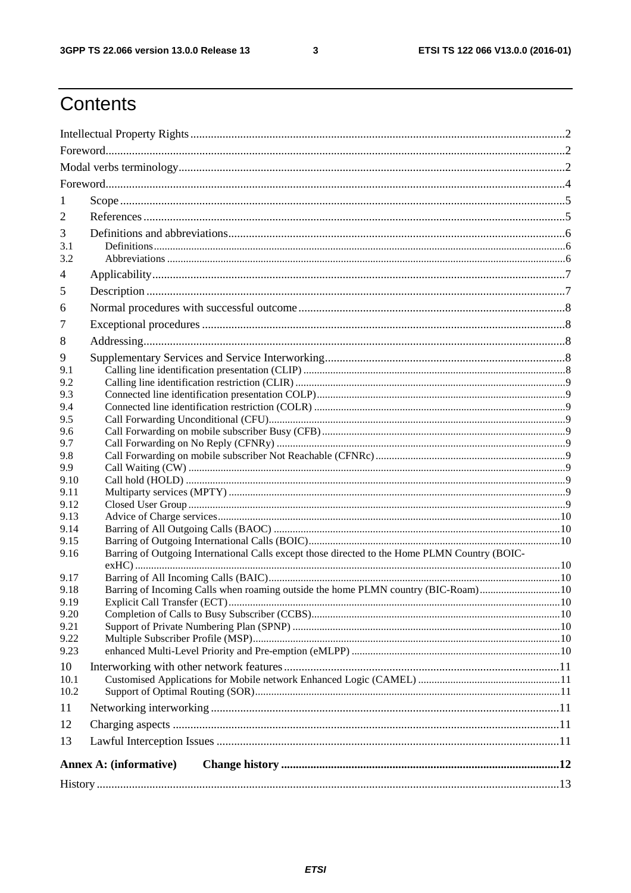# Contents

Intellectual Property Rights .......... 2
Foreword .......... 2
Modal verbs terminology .......... 2
Foreword .......... 4
1 Scope .......... 5
2 References .......... 5
3 Definitions and abbreviations .......... 6
3.1 Definitions .......... 6
3.2 Abbreviations .......... 6
4 Applicability .......... 7
5 Description .......... 7
6 Normal procedures with successful outcome .......... 8
7 Exceptional procedures .......... 8
8 Addressing .......... 8
9 Supplementary Services and Service Interworking .......... 8
9.1 Calling line identification presentation (CLIP) .......... 8
9.2 Calling line identification restriction (CLIR) .......... 9
9.3 Connected line identification presentation COLP) .......... 9
9.4 Connected line identification restriction (COLR) .......... 9
9.5 Call Forwarding Unconditional (CFU) .......... 9
9.6 Call Forwarding on mobile subscriber Busy (CFB) .......... 9
9.7 Call Forwarding on No Reply (CFNRy) .......... 9
9.8 Call Forwarding on mobile subscriber Not Reachable (CFNRc) .......... 9
9.9 Call Waiting (CW) .......... 9
9.10 Call hold (HOLD) .......... 9
9.11 Multiparty services (MPTY) .......... 9
9.12 Closed User Group .......... 9
9.13 Advice of Charge services .......... 10
9.14 Barring of All Outgoing Calls (BAOC) .......... 10
9.15 Barring of Outgoing International Calls (BOIC) .......... 10
9.16 Barring of Outgoing International Calls except those directed to the Home PLMN Country (BOIC-exHC) .......... 10
9.17 Barring of All Incoming Calls (BAIC) .......... 10
9.18 Barring of Incoming Calls when roaming outside the home PLMN country (BIC-Roam) .......... 10
9.19 Explicit Call Transfer (ECT) .......... 10
9.20 Completion of Calls to Busy Subscriber (CCBS) .......... 10
9.21 Support of Private Numbering Plan (SPNP) .......... 10
9.22 Multiple Subscriber Profile (MSP) .......... 10
9.23 enhanced Multi-Level Priority and Pre-emption (eMLPP) .......... 10
10 Interworking with other network features .......... 11
10.1 Customised Applications for Mobile network Enhanced Logic (CAMEL) .......... 11
10.2 Support of Optimal Routing (SOR) .......... 11
11 Networking interworking .......... 11
12 Charging aspects .......... 11
13 Lawful Interception Issues .......... 11
**Annex A: (informative) Change history .......... 12**
History .......... 13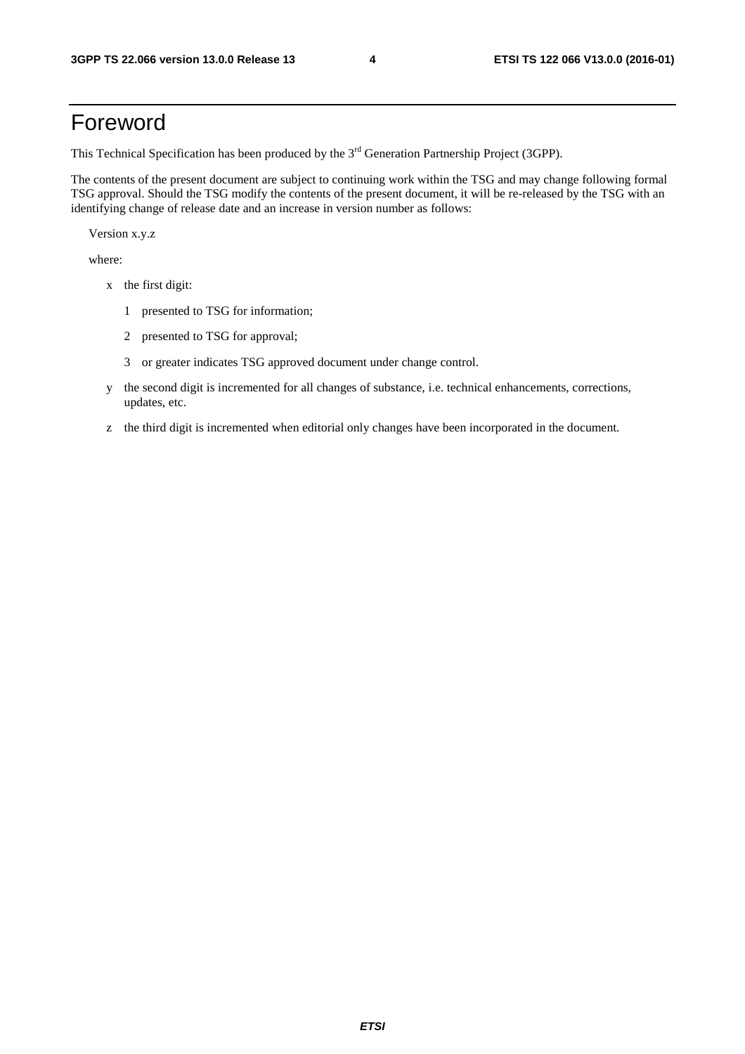# Foreword

This Technical Specification has been produced by the 3rd Generation Partnership Project (3GPP).

The contents of the present document are subject to continuing work within the TSG and may change following formal TSG approval. Should the TSG modify the contents of the present document, it will be re-released by the TSG with an identifying change of release date and an increase in version number as follows:

Version x.y.z

where:

- x the first digit:
  - 1 presented to TSG for information;
  - 2 presented to TSG for approval;
  - 3 or greater indicates TSG approved document under change control.
- y the second digit is incremented for all changes of substance, i.e. technical enhancements, corrections, updates, etc.
- z the third digit is incremented when editorial only changes have been incorporated in the document.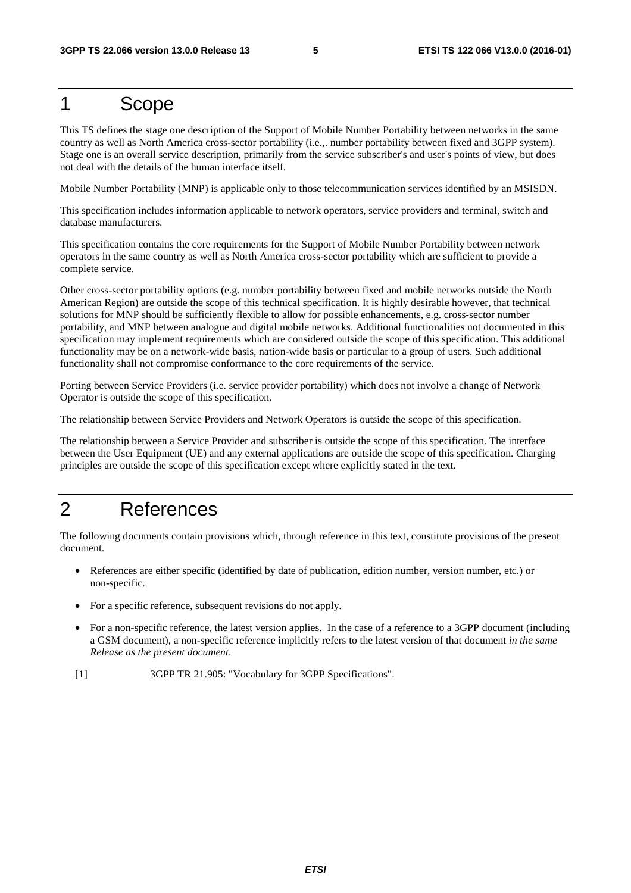# 1 Scope

This TS defines the stage one description of the Support of Mobile Number Portability between networks in the same country as well as North America cross-sector portability (i.e.,. number portability between fixed and 3GPP system). Stage one is an overall service description, primarily from the service subscriber's and user's points of view, but does not deal with the details of the human interface itself.

Mobile Number Portability (MNP) is applicable only to those telecommunication services identified by an MSISDN.

This specification includes information applicable to network operators, service providers and terminal, switch and database manufacturers.

This specification contains the core requirements for the Support of Mobile Number Portability between network operators in the same country as well as North America cross-sector portability which are sufficient to provide a complete service.

Other cross-sector portability options (e.g. number portability between fixed and mobile networks outside the North American Region) are outside the scope of this technical specification. It is highly desirable however, that technical solutions for MNP should be sufficiently flexible to allow for possible enhancements, e.g. cross-sector number portability, and MNP between analogue and digital mobile networks. Additional functionalities not documented in this specification may implement requirements which are considered outside the scope of this specification. This additional functionality may be on a network-wide basis, nation-wide basis or particular to a group of users. Such additional functionality shall not compromise conformance to the core requirements of the service.

Porting between Service Providers (i.e. service provider portability) which does not involve a change of Network Operator is outside the scope of this specification.

The relationship between Service Providers and Network Operators is outside the scope of this specification.

The relationship between a Service Provider and subscriber is outside the scope of this specification. The interface between the User Equipment (UE) and any external applications are outside the scope of this specification. Charging principles are outside the scope of this specification except where explicitly stated in the text.

# 2 References

The following documents contain provisions which, through reference in this text, constitute provisions of the present document.

- References are either specific (identified by date of publication, edition number, version number, etc.) or non-specific.
- For a specific reference, subsequent revisions do not apply.
- For a non-specific reference, the latest version applies. In the case of a reference to a 3GPP document (including a GSM document), a non-specific reference implicitly refers to the latest version of that document *in the same Release as the present document*.

[1] 3GPP TR 21.905: "Vocabulary for 3GPP Specifications".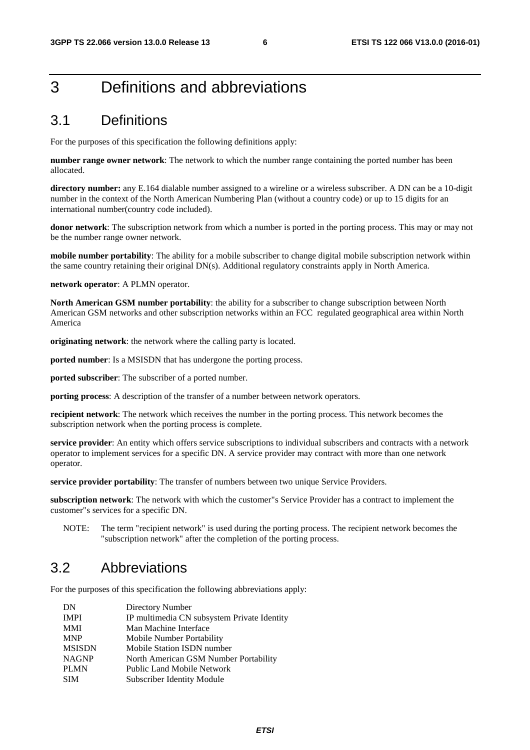# 3 Definitions and abbreviations

## 3.1 Definitions

For the purposes of this specification the following definitions apply:

**number range owner network**: The network to which the number range containing the ported number has been allocated.

**directory number:** any E.164 dialable number assigned to a wireline or a wireless subscriber. A DN can be a 10-digit number in the context of the North American Numbering Plan (without a country code) or up to 15 digits for an international number(country code included).

**donor network**: The subscription network from which a number is ported in the porting process. This may or may not be the number range owner network.

**mobile number portability**: The ability for a mobile subscriber to change digital mobile subscription network within the same country retaining their original DN(s). Additional regulatory constraints apply in North America.

**network operator**: A PLMN operator.

**North American GSM number portability**: the ability for a subscriber to change subscription between North American GSM networks and other subscription networks within an FCC regulated geographical area within North America

**originating network**: the network where the calling party is located.

**ported number**: Is a MSISDN that has undergone the porting process.

**ported subscriber**: The subscriber of a ported number.

**porting process**: A description of the transfer of a number between network operators.

**recipient network**: The network which receives the number in the porting process. This network becomes the subscription network when the porting process is complete.

**service provider**: An entity which offers service subscriptions to individual subscribers and contracts with a network operator to implement services for a specific DN. A service provider may contract with more than one network operator.

**service provider portability**: The transfer of numbers between two unique Service Providers.

**subscription network**: The network with which the customer"s Service Provider has a contract to implement the customer"s services for a specific DN.

NOTE: The term "recipient network" is used during the porting process. The recipient network becomes the "subscription network" after the completion of the porting process.

## 3.2 Abbreviations

For the purposes of this specification the following abbreviations apply:

| | |
|---|---|
| DN | Directory Number |
| IMPI | IP multimedia CN subsystem Private Identity |
| MMI | Man Machine Interface |
| MNP | Mobile Number Portability |
| MSISDN | Mobile Station ISDN number |
| NAGNP | North American GSM Number Portability |
| PLMN | Public Land Mobile Network |
| SIM | Subscriber Identity Module |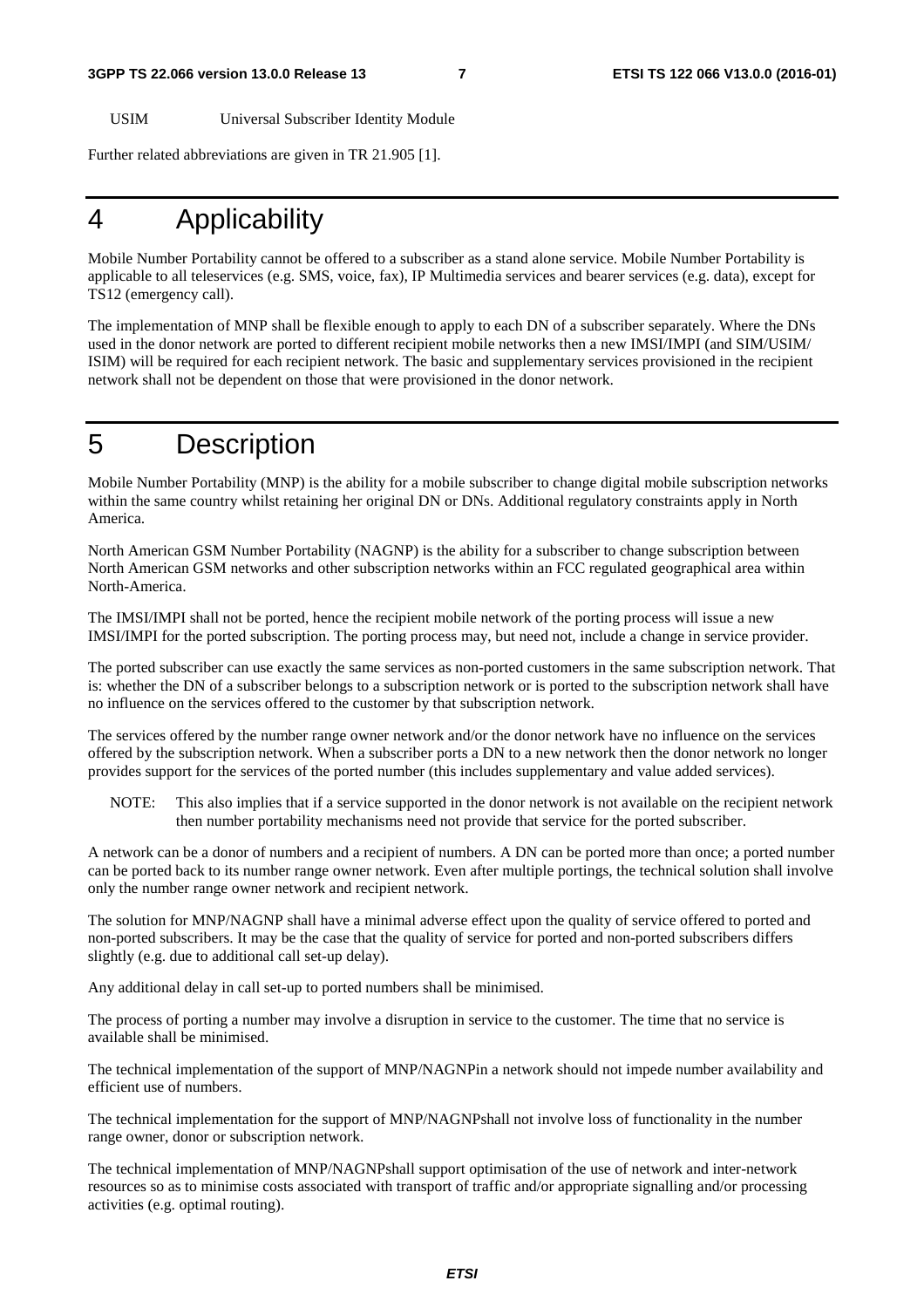USIM Universal Subscriber Identity Module

Further related abbreviations are given in TR 21.905 [1].

# 4 Applicability

Mobile Number Portability cannot be offered to a subscriber as a stand alone service. Mobile Number Portability is applicable to all teleservices (e.g. SMS, voice, fax), IP Multimedia services and bearer services (e.g. data), except for TS12 (emergency call).

The implementation of MNP shall be flexible enough to apply to each DN of a subscriber separately. Where the DNs used in the donor network are ported to different recipient mobile networks then a new IMSI/IMPI (and SIM/USIM/ ISIM) will be required for each recipient network. The basic and supplementary services provisioned in the recipient network shall not be dependent on those that were provisioned in the donor network.

# 5 Description

Mobile Number Portability (MNP) is the ability for a mobile subscriber to change digital mobile subscription networks within the same country whilst retaining her original DN or DNs. Additional regulatory constraints apply in North America.

North American GSM Number Portability (NAGNP) is the ability for a subscriber to change subscription between North American GSM networks and other subscription networks within an FCC regulated geographical area within North-America.

The IMSI/IMPI shall not be ported, hence the recipient mobile network of the porting process will issue a new IMSI/IMPI for the ported subscription. The porting process may, but need not, include a change in service provider.

The ported subscriber can use exactly the same services as non-ported customers in the same subscription network. That is: whether the DN of a subscriber belongs to a subscription network or is ported to the subscription network shall have no influence on the services offered to the customer by that subscription network.

The services offered by the number range owner network and/or the donor network have no influence on the services offered by the subscription network. When a subscriber ports a DN to a new network then the donor network no longer provides support for the services of the ported number (this includes supplementary and value added services).

NOTE: This also implies that if a service supported in the donor network is not available on the recipient network then number portability mechanisms need not provide that service for the ported subscriber.

A network can be a donor of numbers and a recipient of numbers. A DN can be ported more than once; a ported number can be ported back to its number range owner network. Even after multiple portings, the technical solution shall involve only the number range owner network and recipient network.

The solution for MNP/NAGNP shall have a minimal adverse effect upon the quality of service offered to ported and non-ported subscribers. It may be the case that the quality of service for ported and non-ported subscribers differs slightly (e.g. due to additional call set-up delay).

Any additional delay in call set-up to ported numbers shall be minimised.

The process of porting a number may involve a disruption in service to the customer. The time that no service is available shall be minimised.

The technical implementation of the support of MNP/NAGNPin a network should not impede number availability and efficient use of numbers.

The technical implementation for the support of MNP/NAGNPshall not involve loss of functionality in the number range owner, donor or subscription network.

The technical implementation of MNP/NAGNPshall support optimisation of the use of network and inter-network resources so as to minimise costs associated with transport of traffic and/or appropriate signalling and/or processing activities (e.g. optimal routing).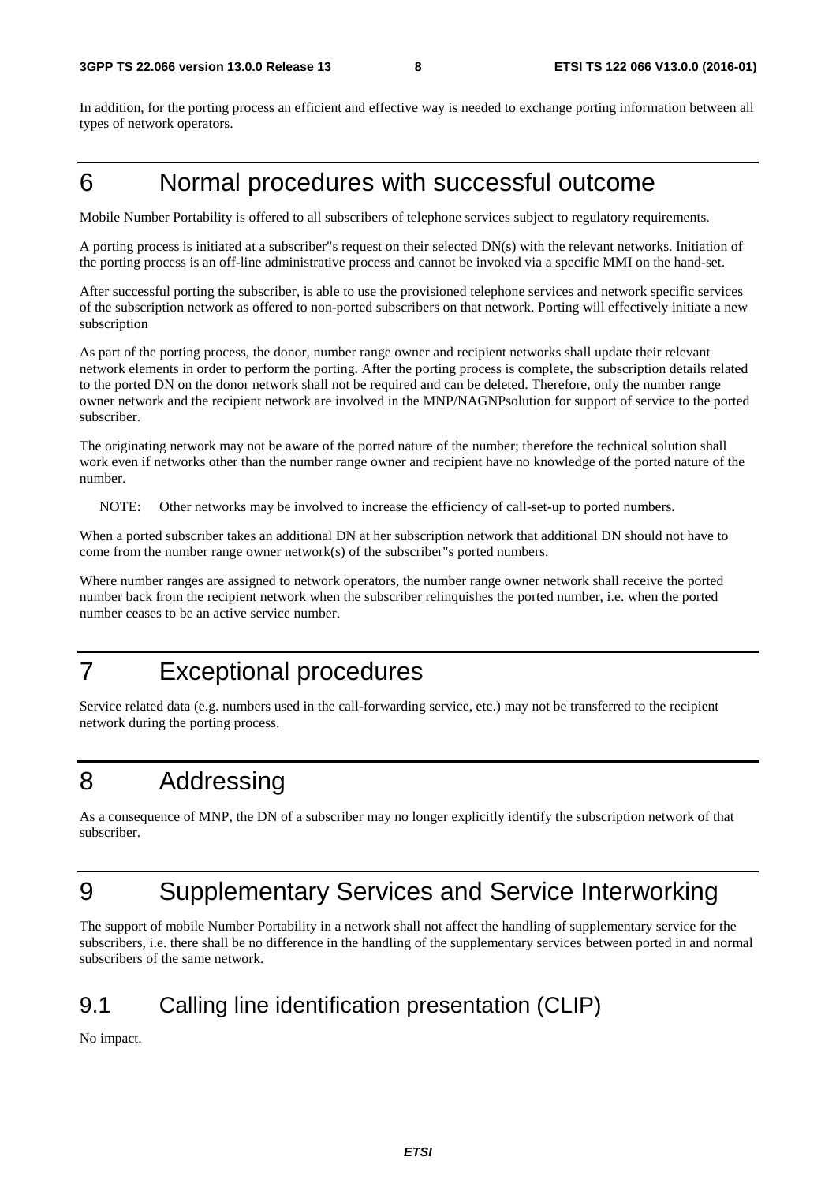In addition, for the porting process an efficient and effective way is needed to exchange porting information between all types of network operators.

# 6 Normal procedures with successful outcome

Mobile Number Portability is offered to all subscribers of telephone services subject to regulatory requirements.

A porting process is initiated at a subscriber"s request on their selected DN(s) with the relevant networks. Initiation of the porting process is an off-line administrative process and cannot be invoked via a specific MMI on the hand-set.

After successful porting the subscriber, is able to use the provisioned telephone services and network specific services of the subscription network as offered to non-ported subscribers on that network. Porting will effectively initiate a new subscription

As part of the porting process, the donor, number range owner and recipient networks shall update their relevant network elements in order to perform the porting. After the porting process is complete, the subscription details related to the ported DN on the donor network shall not be required and can be deleted. Therefore, only the number range owner network and the recipient network are involved in the MNP/NAGNPsolution for support of service to the ported subscriber.

The originating network may not be aware of the ported nature of the number; therefore the technical solution shall work even if networks other than the number range owner and recipient have no knowledge of the ported nature of the number.

NOTE: Other networks may be involved to increase the efficiency of call-set-up to ported numbers.

When a ported subscriber takes an additional DN at her subscription network that additional DN should not have to come from the number range owner network(s) of the subscriber"s ported numbers.

Where number ranges are assigned to network operators, the number range owner network shall receive the ported number back from the recipient network when the subscriber relinquishes the ported number, i.e. when the ported number ceases to be an active service number.

# 7 Exceptional procedures

Service related data (e.g. numbers used in the call-forwarding service, etc.) may not be transferred to the recipient network during the porting process.

# 8 Addressing

As a consequence of MNP, the DN of a subscriber may no longer explicitly identify the subscription network of that subscriber.

# 9 Supplementary Services and Service Interworking

The support of mobile Number Portability in a network shall not affect the handling of supplementary service for the subscribers, i.e. there shall be no difference in the handling of the supplementary services between ported in and normal subscribers of the same network.

## 9.1 Calling line identification presentation (CLIP)

No impact.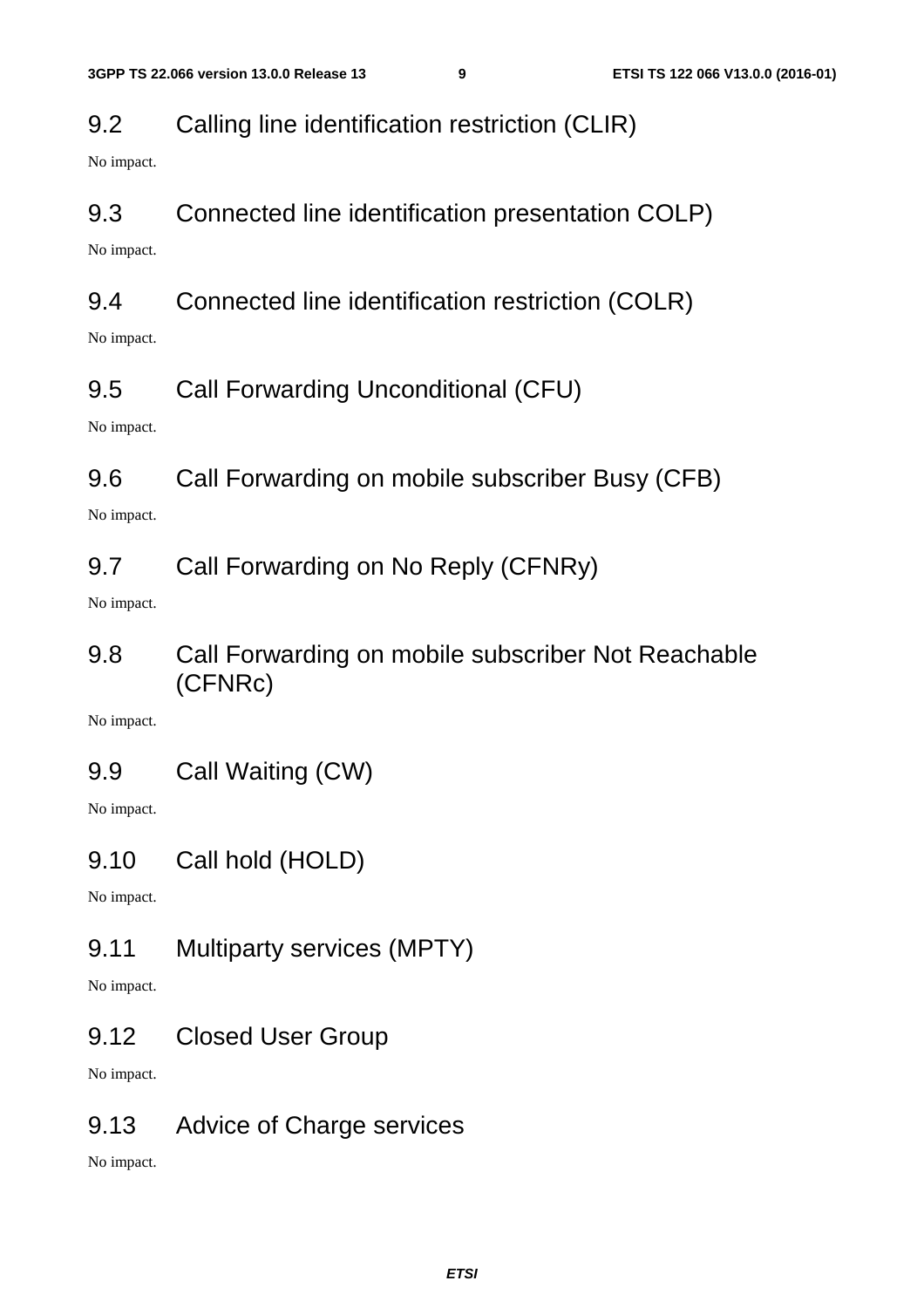## 9.2 Calling line identification restriction (CLIR)

No impact.

## 9.3 Connected line identification presentation COLP)

No impact.

## 9.4 Connected line identification restriction (COLR)

No impact.

## 9.5 Call Forwarding Unconditional (CFU)

No impact.

## 9.6 Call Forwarding on mobile subscriber Busy (CFB)

No impact.

## 9.7 Call Forwarding on No Reply (CFNRy)

No impact.

## 9.8 Call Forwarding on mobile subscriber Not Reachable (CFNRc)

No impact.

## 9.9 Call Waiting (CW)

No impact.

## 9.10 Call hold (HOLD)

No impact.

## 9.11 Multiparty services (MPTY)

No impact.

## 9.12 Closed User Group

No impact.

## 9.13 Advice of Charge services

No impact.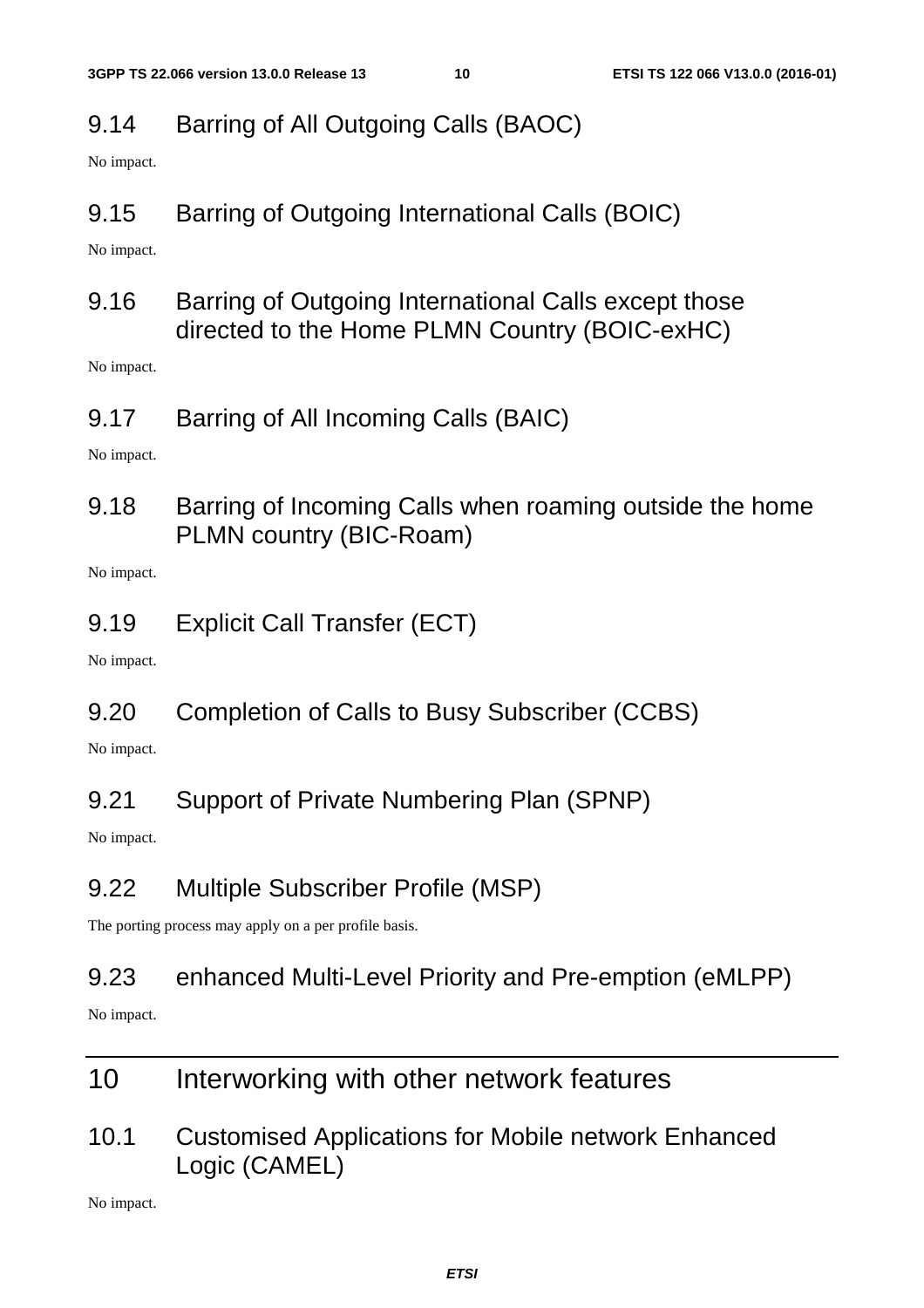### 9.14 Barring of All Outgoing Calls (BAOC)

No impact.

### 9.15 Barring of Outgoing International Calls (BOIC)

No impact.

### 9.16 Barring of Outgoing International Calls except those directed to the Home PLMN Country (BOIC-exHC)

No impact.

### 9.17 Barring of All Incoming Calls (BAIC)

No impact.

### 9.18 Barring of Incoming Calls when roaming outside the home PLMN country (BIC-Roam)

No impact.

### 9.19 Explicit Call Transfer (ECT)

No impact.

### 9.20 Completion of Calls to Busy Subscriber (CCBS)

No impact.

### 9.21 Support of Private Numbering Plan (SPNP)

No impact.

### 9.22 Multiple Subscriber Profile (MSP)

The porting process may apply on a per profile basis.

### 9.23 enhanced Multi-Level Priority and Pre-emption (eMLPP)

No impact.

## 10 Interworking with other network features

### 10.1 Customised Applications for Mobile network Enhanced Logic (CAMEL)

No impact.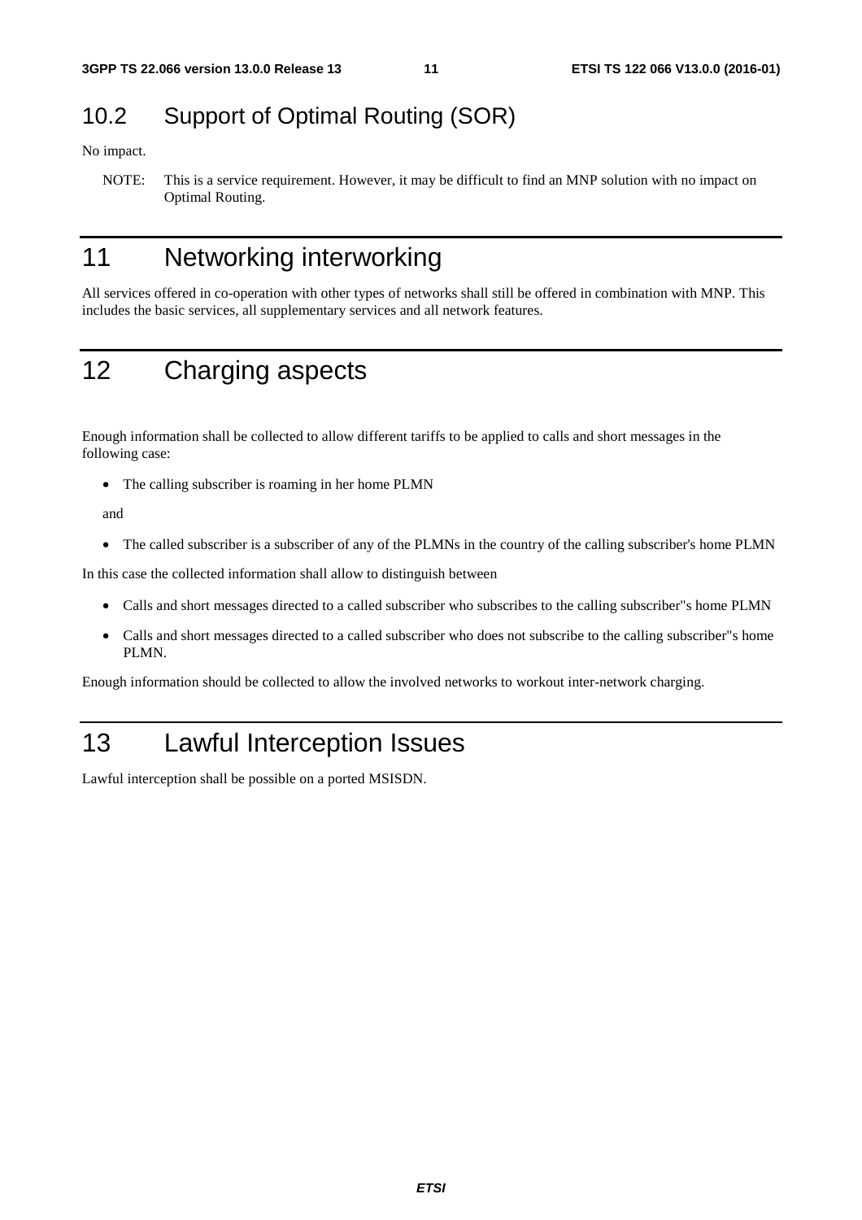## 10.2 Support of Optimal Routing (SOR)

No impact.

NOTE: This is a service requirement. However, it may be difficult to find an MNP solution with no impact on Optimal Routing.

# 11 Networking interworking

All services offered in co-operation with other types of networks shall still be offered in combination with MNP. This includes the basic services, all supplementary services and all network features.

# 12 Charging aspects

Enough information shall be collected to allow different tariffs to be applied to calls and short messages in the following case:

- The calling subscriber is roaming in her home PLMN

  and

- The called subscriber is a subscriber of any of the PLMNs in the country of the calling subscriber's home PLMN

In this case the collected information shall allow to distinguish between

- Calls and short messages directed to a called subscriber who subscribes to the calling subscriber"s home PLMN
- Calls and short messages directed to a called subscriber who does not subscribe to the calling subscriber"s home PLMN.

Enough information should be collected to allow the involved networks to workout inter-network charging.

# 13 Lawful Interception Issues

Lawful interception shall be possible on a ported MSISDN.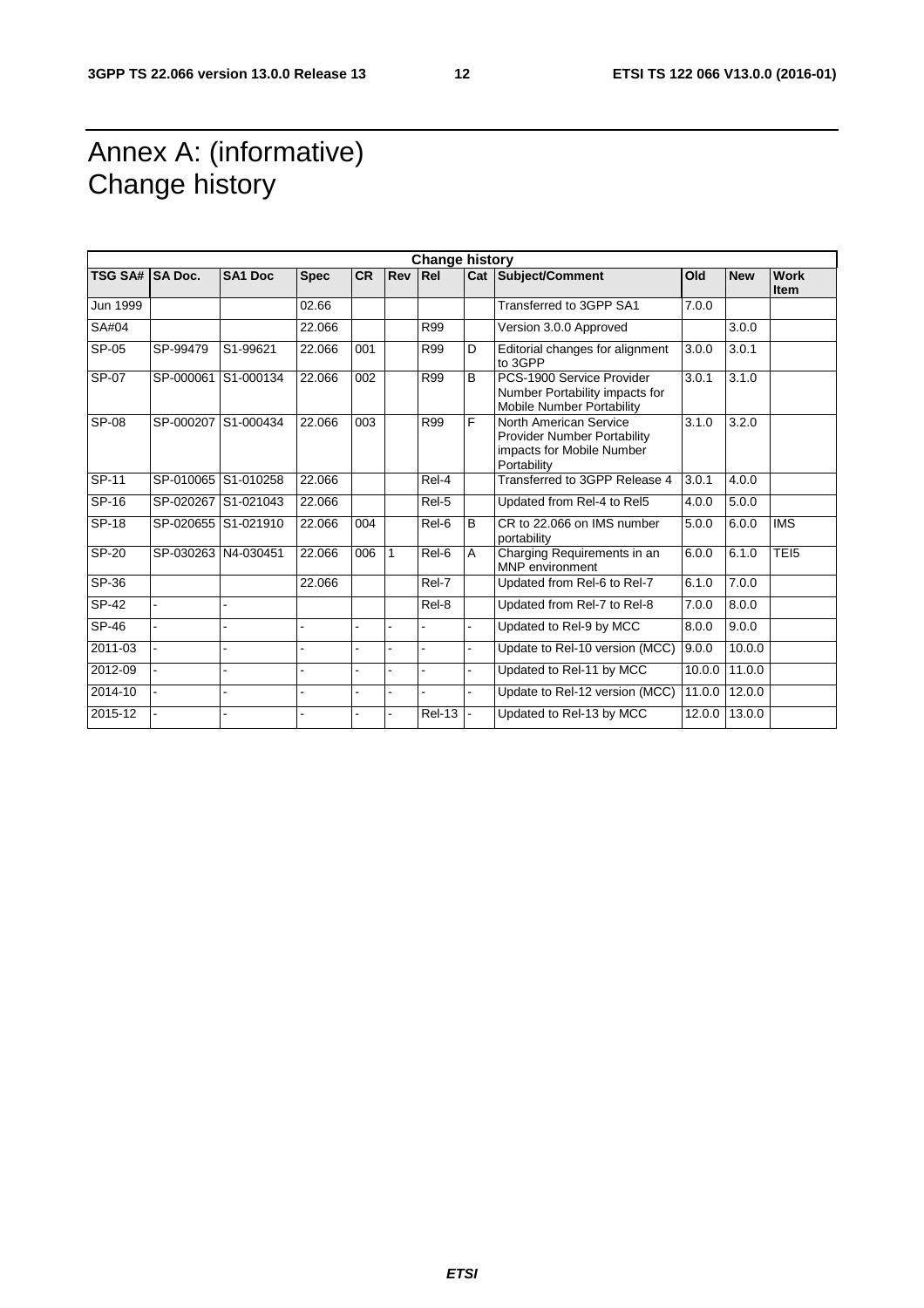# Annex A: (informative)<br>Change history

| Change history | | | | | | | | | | | |
|---|---|---|---|---|---|---|---|---|---|---|---|
| **TSG SA#** | **SA Doc.** | **SA1 Doc** | **Spec** | **CR** | **Rev** | **Rel** | **Cat** | **Subject/Comment** | **Old** | **New** | **Work Item** |
| Jun 1999 | | | 02.66 | | | | | Transferred to 3GPP SA1 | 7.0.0 | | |
| SA#04 | | | 22.066 | | | R99 | | Version 3.0.0 Approved | | 3.0.0 | |
| SP-05 | SP-99479 | S1-99621 | 22.066 | 001 | | R99 | D | Editorial changes for alignment to 3GPP | 3.0.0 | 3.0.1 | |
| SP-07 | SP-000061 | S1-000134 | 22.066 | 002 | | R99 | B | PCS-1900 Service Provider Number Portability impacts for Mobile Number Portability | 3.0.1 | 3.1.0 | |
| SP-08 | SP-000207 | S1-000434 | 22.066 | 003 | | R99 | F | North American Service Provider Number Portability impacts for Mobile Number Portability | 3.1.0 | 3.2.0 | |
| SP-11 | SP-010065 | S1-010258 | 22.066 | | | Rel-4 | | Transferred to 3GPP Release 4 | 3.0.1 | 4.0.0 | |
| SP-16 | SP-020267 | S1-021043 | 22.066 | | | Rel-5 | | Updated from Rel-4 to Rel5 | 4.0.0 | 5.0.0 | |
| SP-18 | SP-020655 | S1-021910 | 22.066 | 004 | | Rel-6 | B | CR to 22.066 on IMS number portability | 5.0.0 | 6.0.0 | IMS |
| SP-20 | SP-030263 | N4-030451 | 22.066 | 006 | 1 | Rel-6 | A | Charging Requirements in an MNP environment | 6.0.0 | 6.1.0 | TEI5 |
| SP-36 | | | 22.066 | | | Rel-7 | | Updated from Rel-6 to Rel-7 | 6.1.0 | 7.0.0 | |
| SP-42 | - | - | | | | Rel-8 | | Updated from Rel-7 to Rel-8 | 7.0.0 | 8.0.0 | |
| SP-46 | - | - | - | - | - | - | - | Updated to Rel-9 by MCC | 8.0.0 | 9.0.0 | |
| 2011-03 | - | - | - | - | - | - | - | Update to Rel-10 version (MCC) | 9.0.0 | 10.0.0 | |
| 2012-09 | - | - | - | - | - | - | - | Updated to Rel-11 by MCC | 10.0.0 | 11.0.0 | |
| 2014-10 | - | - | - | - | - | - | - | Update to Rel-12 version (MCC) | 11.0.0 | 12.0.0 | |
| 2015-12 | - | - | - | - | - | Rel-13 | - | Updated to Rel-13 by MCC | 12.0.0 | 13.0.0 | |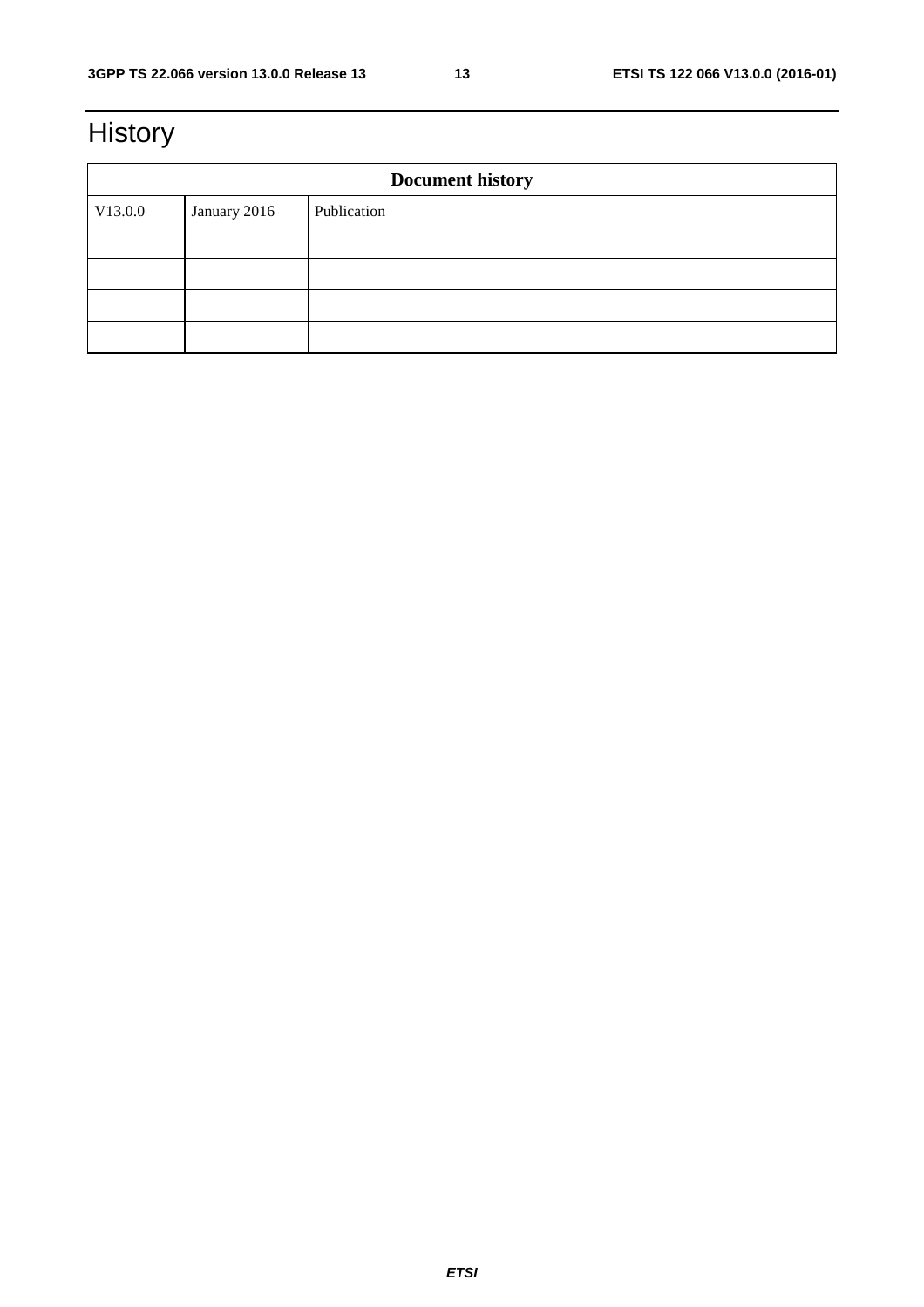# History

| Document history | | |
|---|---|---|
| V13.0.0 | January 2016 | Publication |
| | | |
| | | |
| | | |
| | | |